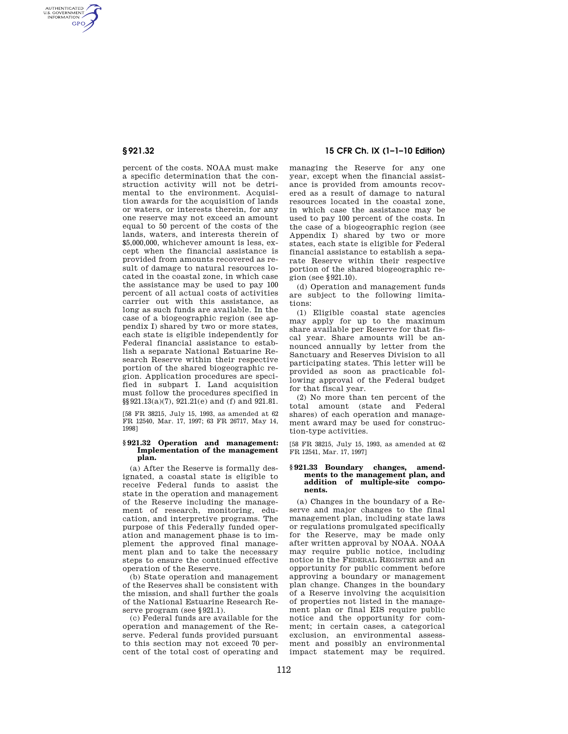percent of the costs. NOAA must make a specific determination that the construction activity will not be detrimental to the environment. Acquisition awards for the acquisition of lands or waters, or interests therein, for any one reserve may not exceed an amount equal to 50 percent of the costs of the lands, waters, and interests therein of $5,000,000, whichever amount is less, except when the financial assistance is provided from amounts recovered as result of damage to natural resources located in the coastal zone, in which case the assistance may be used to pay 100 percent of all actual costs of activities carrier out with this assistance, as long as such funds are available. In the case of a biogeographic region (see appendix I) shared by two or more states, each state is eligible independently for Federal financial assistance to establish a separate National Estuarine Research Reserve within their respective portion of the shared biogeographic region. Application procedures are specified in subpart I. Land acquisition must follow the procedures specified in §§921.13(a)(7), 921.21(e) and (f) and 921.81.

[58 FR 38215, July 15, 1993, as amended at 62 FR 12540, Mar. 17, 1997; 63 FR 26717, May 14, 1998]

### § 921.32 Operation and management: Implementation of the management plan.

(a) After the Reserve is formally designated, a coastal state is eligible to receive Federal funds to assist the state in the operation and management of the Reserve including the management of research, monitoring, education, and interpretive programs. The purpose of this Federally funded operation and management phase is to implement the approved final management plan and to take the necessary steps to ensure the continued effective operation of the Reserve.

(b) State operation and management of the Reserves shall be consistent with the mission, and shall further the goals of the National Estuarine Research Reserve program (see §921.1).

(c) Federal funds are available for the operation and management of the Reserve. Federal funds provided pursuant to this section may not exceed 70 percent of the total cost of operating and managing the Reserve for any one year, except when the financial assistance is provided from amounts recovered as a result of damage to natural resources located in the coastal zone, in which case the assistance may be used to pay 100 percent of the costs. In the case of a biogeographic region (see Appendix I) shared by two or more states, each state is eligible for Federal financial assistance to establish a separate Reserve within their respective portion of the shared biogeographic region (see §921.10).

(d) Operation and management funds are subject to the following limitations:

(1) Eligible coastal state agencies may apply for up to the maximum share available per Reserve for that fiscal year. Share amounts will be announced annually by letter from the Sanctuary and Reserves Division to all participating states. This letter will be provided as soon as practicable following approval of the Federal budget for that fiscal year.

(2) No more than ten percent of the total amount (state and Federal shares) of each operation and management award may be used for construction-type activities.

[58 FR 38215, July 15, 1993, as amended at 62 FR 12541, Mar. 17, 1997]

### § 921.33 Boundary changes, amendments to the management plan, and addition of multiple-site components.

(a) Changes in the boundary of a Reserve and major changes to the final management plan, including state laws or regulations promulgated specifically for the Reserve, may be made only after written approval by NOAA. NOAA may require public notice, including notice in the FEDERAL REGISTER and an opportunity for public comment before approving a boundary or management plan change. Changes in the boundary of a Reserve involving the acquisition of properties not listed in the management plan or final EIS require public notice and the opportunity for comment; in certain cases, a categorical exclusion, an environmental assessment and possibly an environmental impact statement may be required.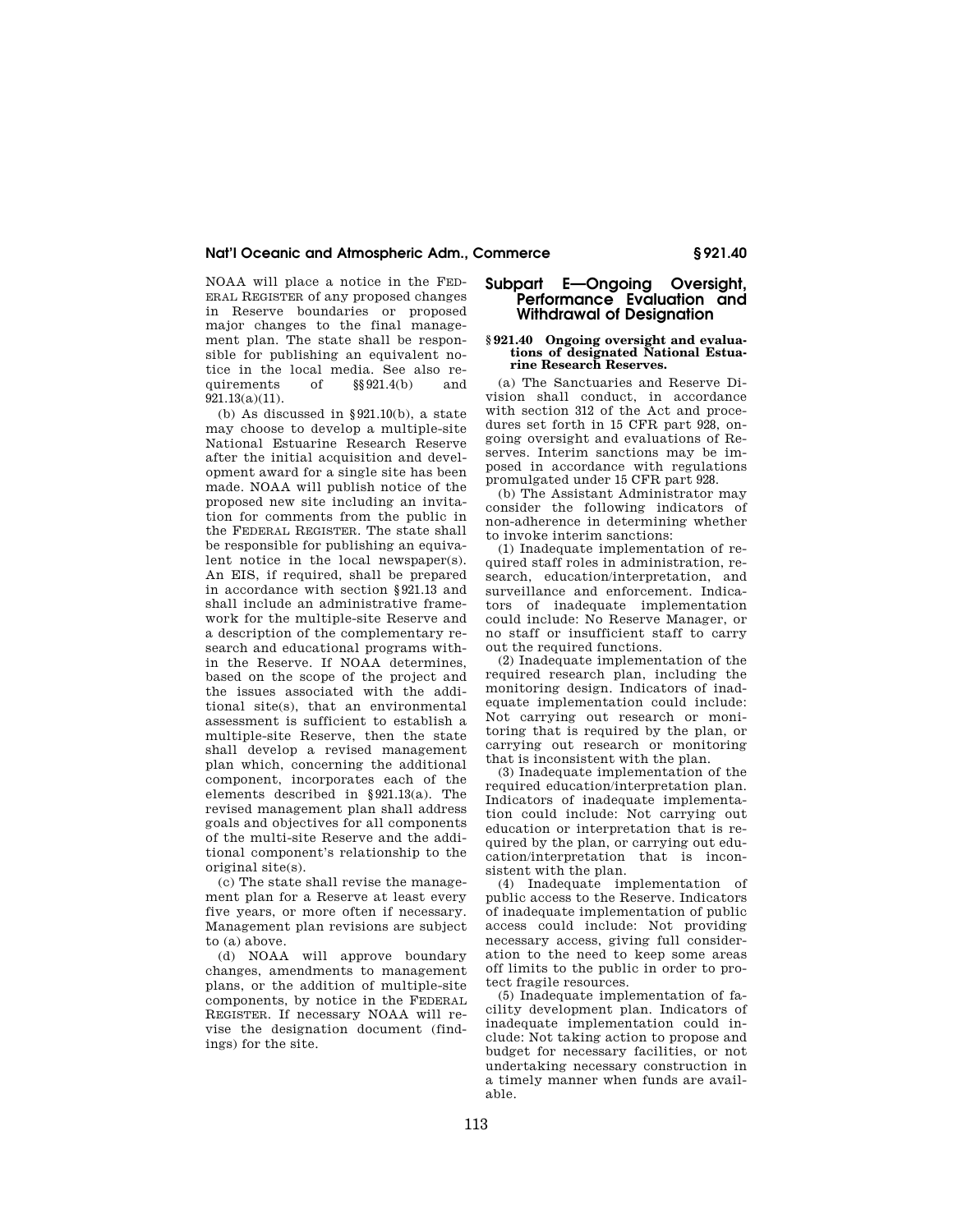NOAA will place a notice in the FEDERAL REGISTER of any proposed changes in Reserve boundaries or proposed major changes to the final management plan. The state shall be responsible for publishing an equivalent notice in the local media. See also requirements of §§921.4(b) and 921.13(a)(11).

(b) As discussed in §921.10(b), a state may choose to develop a multiple-site National Estuarine Research Reserve after the initial acquisition and development award for a single site has been made. NOAA will publish notice of the proposed new site including an invitation for comments from the public in the FEDERAL REGISTER. The state shall be responsible for publishing an equivalent notice in the local newspaper(s). An EIS, if required, shall be prepared in accordance with section §921.13 and shall include an administrative framework for the multiple-site Reserve and a description of the complementary research and educational programs within the Reserve. If NOAA determines, based on the scope of the project and the issues associated with the additional site(s), that an environmental assessment is sufficient to establish a multiple-site Reserve, then the state shall develop a revised management plan which, concerning the additional component, incorporates each of the elements described in §921.13(a). The revised management plan shall address goals and objectives for all components of the multi-site Reserve and the additional component's relationship to the original site(s).

(c) The state shall revise the management plan for a Reserve at least every five years, or more often if necessary. Management plan revisions are subject to (a) above.

(d) NOAA will approve boundary changes, amendments to management plans, or the addition of multiple-site components, by notice in the FEDERAL REGISTER. If necessary NOAA will revise the designation document (findings) for the site.

## Subpart E—Ongoing Oversight, Performance Evaluation and Withdrawal of Designation

### §921.40 Ongoing oversight and evaluations of designated National Estuarine Research Reserves.

(a) The Sanctuaries and Reserve Division shall conduct, in accordance with section 312 of the Act and procedures set forth in 15 CFR part 928, ongoing oversight and evaluations of Reserves. Interim sanctions may be imposed in accordance with regulations promulgated under 15 CFR part 928.

(b) The Assistant Administrator may consider the following indicators of non-adherence in determining whether to invoke interim sanctions:

(1) Inadequate implementation of required staff roles in administration, research, education/interpretation, and surveillance and enforcement. Indicators of inadequate implementation could include: No Reserve Manager, or no staff or insufficient staff to carry out the required functions.

(2) Inadequate implementation of the required research plan, including the monitoring design. Indicators of inadequate implementation could include: Not carrying out research or monitoring that is required by the plan, or carrying out research or monitoring that is inconsistent with the plan.

(3) Inadequate implementation of the required education/interpretation plan. Indicators of inadequate implementation could include: Not carrying out education or interpretation that is required by the plan, or carrying out education/interpretation that is inconsistent with the plan.

(4) Inadequate implementation of public access to the Reserve. Indicators of inadequate implementation of public access could include: Not providing necessary access, giving full consideration to the need to keep some areas off limits to the public in order to protect fragile resources.

(5) Inadequate implementation of facility development plan. Indicators of inadequate implementation could include: Not taking action to propose and budget for necessary facilities, or not undertaking necessary construction in a timely manner when funds are available.